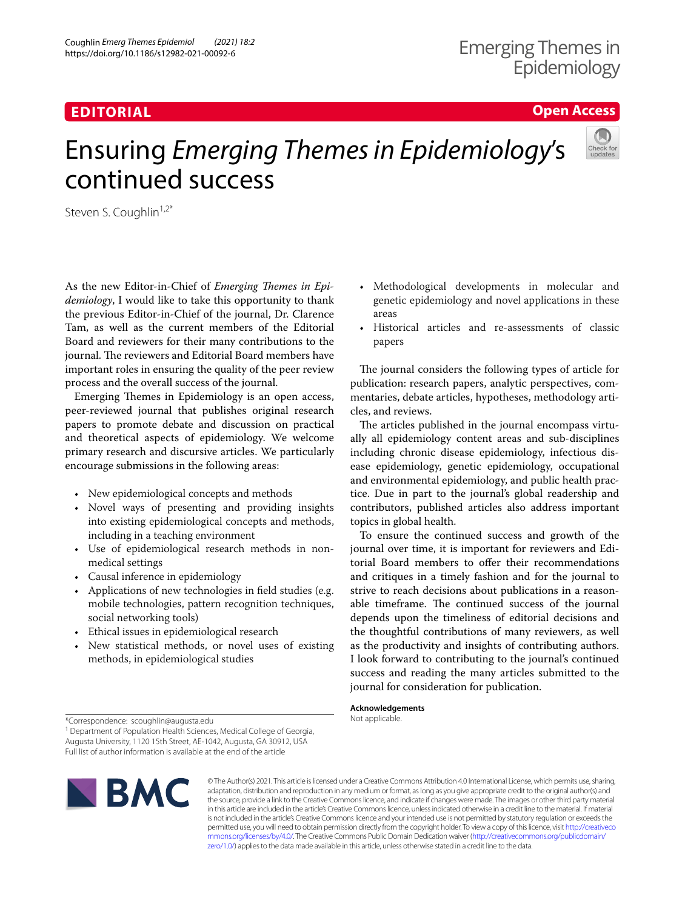EDITORIAL

Open Access

# Ensuring *Emerging Themes in Epidemiology*'s continued success

Steven S. Coughlin[1,2*]

As the new Editor-in-Chief of *Emerging Themes in Epidemiology*, I would like to take this opportunity to thank the previous Editor-in-Chief of the journal, Dr. Clarence Tam, as well as the current members of the Editorial Board and reviewers for their many contributions to the journal. The reviewers and Editorial Board members have important roles in ensuring the quality of the peer review process and the overall success of the journal.

Emerging Themes in Epidemiology is an open access, peer-reviewed journal that publishes original research papers to promote debate and discussion on practical and theoretical aspects of epidemiology. We welcome primary research and discursive articles. We particularly encourage submissions in the following areas:

- New epidemiological concepts and methods
- Novel ways of presenting and providing insights into existing epidemiological concepts and methods, including in a teaching environment
- Use of epidemiological research methods in non-medical settings
- Causal inference in epidemiology
- Applications of new technologies in field studies (e.g. mobile technologies, pattern recognition techniques, social networking tools)
- Ethical issues in epidemiological research
- New statistical methods, or novel uses of existing methods, in epidemiological studies
- Methodological developments in molecular and genetic epidemiology and novel applications in these areas
- Historical articles and re-assessments of classic papers

The journal considers the following types of article for publication: research papers, analytic perspectives, commentaries, debate articles, hypotheses, methodology articles, and reviews.

The articles published in the journal encompass virtually all epidemiology content areas and sub-disciplines including chronic disease epidemiology, infectious disease epidemiology, genetic epidemiology, occupational and environmental epidemiology, and public health practice. Due in part to the journal's global readership and contributors, published articles also address important topics in global health.

To ensure the continued success and growth of the journal over time, it is important for reviewers and Editorial Board members to offer their recommendations and critiques in a timely fashion and for the journal to strive to reach decisions about publications in a reasonable timeframe. The continued success of the journal depends upon the timeliness of editorial decisions and the thoughtful contributions of many reviewers, as well as the productivity and insights of contributing authors. I look forward to contributing to the journal's continued success and reading the many articles submitted to the journal for consideration for publication.

**Acknowledgements**

Not applicable.

*Correspondence: scoughlin@augusta.edu

[1] Department of Population Health Sciences, Medical College of Georgia, Augusta University, 1120 15th Street, AE-1042, Augusta, GA 30912, USA

Full list of author information is available at the end of the article

© The Author(s) 2021. This article is licensed under a Creative Commons Attribution 4.0 International License, which permits use, sharing, adaptation, distribution and reproduction in any medium or format, as long as you give appropriate credit to the original author(s) and the source, provide a link to the Creative Commons licence, and indicate if changes were made. The images or other third party material in this article are included in the article's Creative Commons licence, unless indicated otherwise in a credit line to the material. If material is not included in the article's Creative Commons licence and your intended use is not permitted by statutory regulation or exceeds the permitted use, you will need to obtain permission directly from the copyright holder. To view a copy of this licence, visit http://creativecommons.org/licenses/by/4.0/. The Creative Commons Public Domain Dedication waiver (http://creativecommons.org/publicdomain/zero/1.0/) applies to the data made available in this article, unless otherwise stated in a credit line to the data.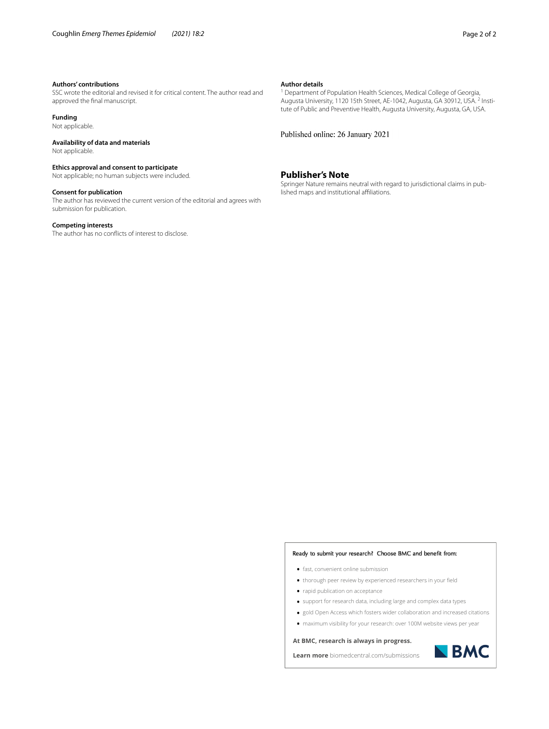**Authors' contributions**

SSC wrote the editorial and revised it for critical content. The author read and approved the final manuscript.

**Funding**

Not applicable.

**Availability of data and materials**

Not applicable.

**Ethics approval and consent to participate**

Not applicable; no human subjects were included.

**Consent for publication**

The author has reviewed the current version of the editorial and agrees with submission for publication.

**Competing interests**

The author has no conflicts of interest to disclose.

**Author details**

[1] Department of Population Health Sciences, Medical College of Georgia, Augusta University, 1120 15th Street, AE-1042, Augusta, GA 30912, USA. [2] Institute of Public and Preventive Health, Augusta University, Augusta, GA, USA.

Published online: 26 January 2021

## Publisher's Note

Springer Nature remains neutral with regard to jurisdictional claims in published maps and institutional affiliations.

Ready to submit your research? Choose BMC and benefit from:

- fast, convenient online submission
- thorough peer review by experienced researchers in your field
- rapid publication on acceptance
- support for research data, including large and complex data types
- gold Open Access which fosters wider collaboration and increased citations
- maximum visibility for your research: over 100M website views per year

**At BMC, research is always in progress.**

**Learn more** biomedcentral.com/submissions

BMC